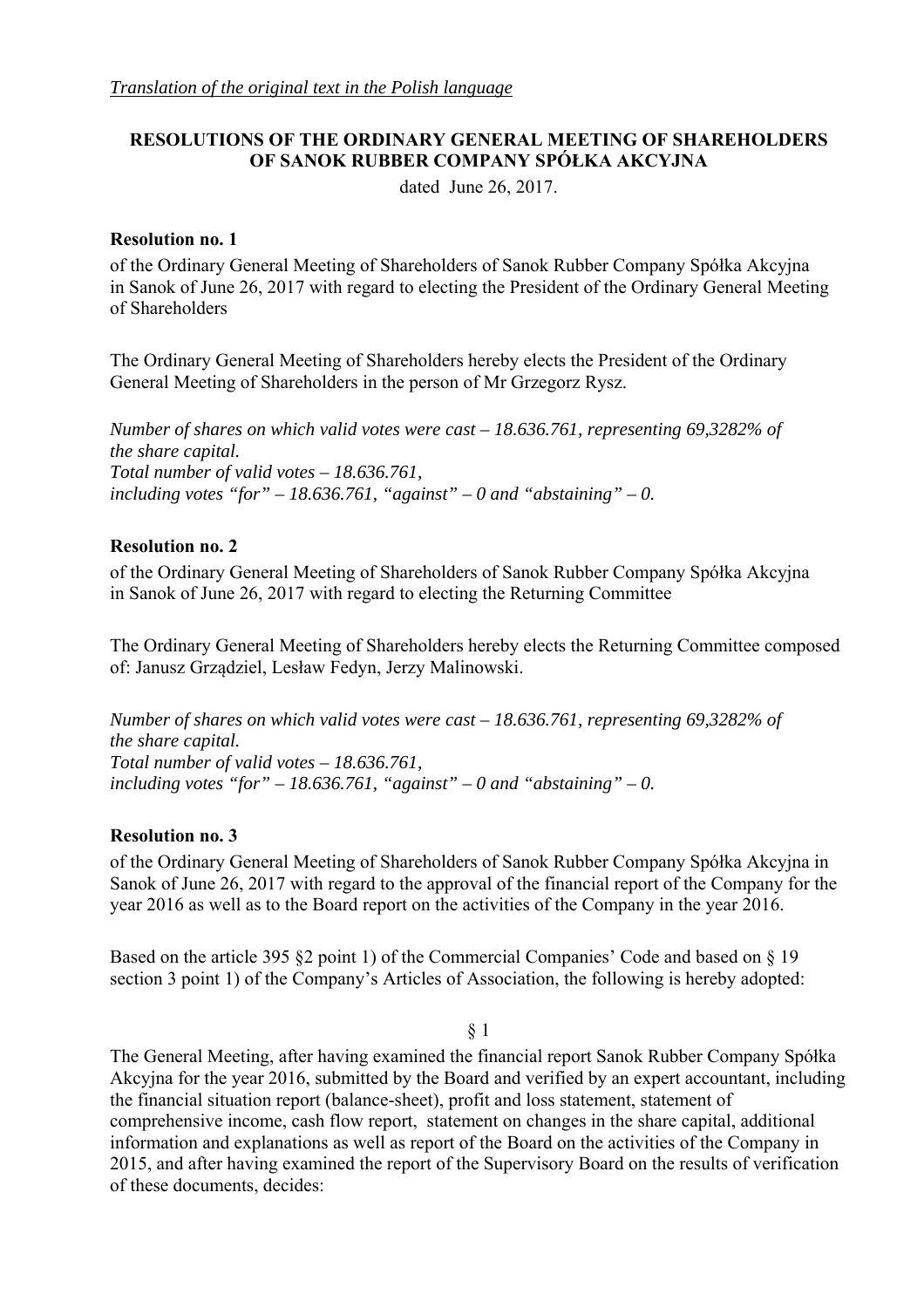*Translation of the original text in the Polish language*

**RESOLUTIONS OF THE ORDINARY GENERAL MEETING OF SHAREHOLDERS OF SANOK RUBBER COMPANY SPÓŁKA AKCYJNA**

dated June 26, 2017.

**Resolution no. 1**

of the Ordinary General Meeting of Shareholders of Sanok Rubber Company Spółka Akcyjna in Sanok of June 26, 2017 with regard to electing the President of the Ordinary General Meeting of Shareholders

The Ordinary General Meeting of Shareholders hereby elects the President of the Ordinary General Meeting of Shareholders in the person of Mr Grzegorz Rysz.

*Number of shares on which valid votes were cast – 18.636.761, representing 69,3282% of the share capital.*
*Total number of valid votes – 18.636.761,*
*including votes "for" – 18.636.761, "against" – 0 and "abstaining" – 0.*

**Resolution no. 2**

of the Ordinary General Meeting of Shareholders of Sanok Rubber Company Spółka Akcyjna in Sanok of June 26, 2017 with regard to electing the Returning Committee

The Ordinary General Meeting of Shareholders hereby elects the Returning Committee composed of: Janusz Grządziel, Lesław Fedyn, Jerzy Malinowski.

*Number of shares on which valid votes were cast – 18.636.761, representing 69,3282% of the share capital.*
*Total number of valid votes – 18.636.761,*
*including votes "for" – 18.636.761, "against" – 0 and "abstaining" – 0.*

**Resolution no. 3**

of the Ordinary General Meeting of Shareholders of Sanok Rubber Company Spółka Akcyjna in Sanok of June 26, 2017 with regard to the approval of the financial report of the Company for the year 2016 as well as to the Board report on the activities of the Company in the year 2016.

Based on the article 395 §2 point 1) of the Commercial Companies' Code and based on § 19 section 3 point 1) of the Company's Articles of Association, the following is hereby adopted:

§ 1

The General Meeting, after having examined the financial report Sanok Rubber Company Spółka Akcyjna for the year 2016, submitted by the Board and verified by an expert accountant, including the financial situation report (balance-sheet), profit and loss statement, statement of comprehensive income, cash flow report, statement on changes in the share capital, additional information and explanations as well as report of the Board on the activities of the Company in 2015, and after having examined the report of the Supervisory Board on the results of verification of these documents, decides: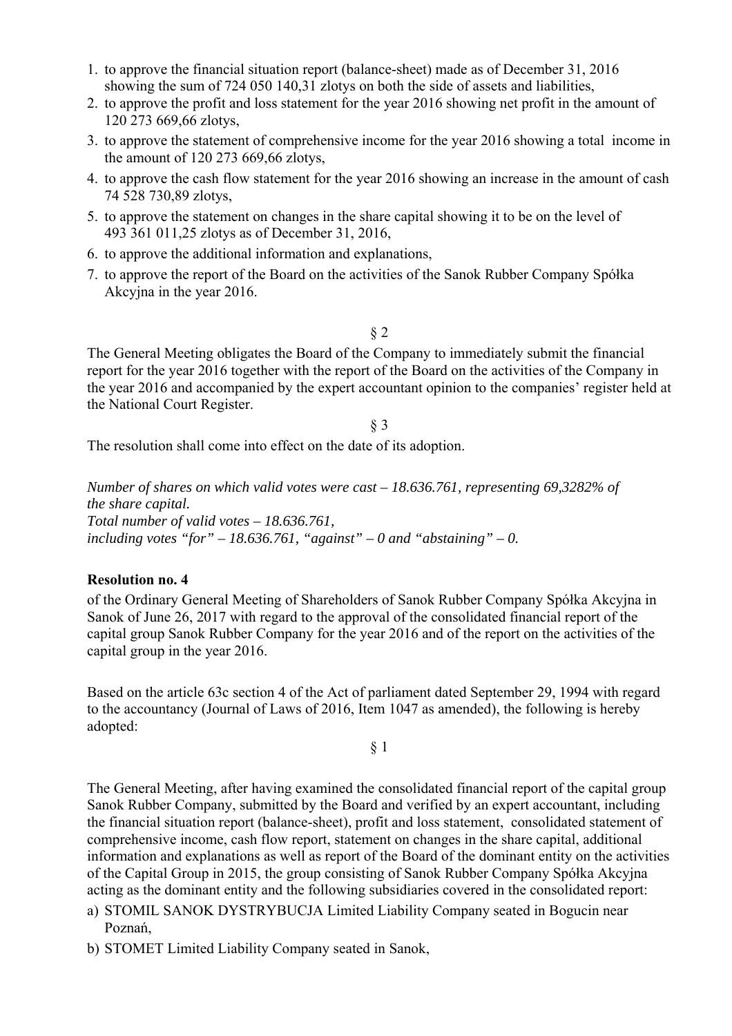1. to approve the financial situation report (balance-sheet) made as of December 31, 2016 showing the sum of 724 050 140,31 zlotys on both the side of assets and liabilities,
2. to approve the profit and loss statement for the year 2016 showing net profit in the amount of 120 273 669,66 zlotys,
3. to approve the statement of comprehensive income for the year 2016 showing a total income in the amount of 120 273 669,66 zlotys,
4. to approve the cash flow statement for the year 2016 showing an increase in the amount of cash 74 528 730,89 zlotys,
5. to approve the statement on changes in the share capital showing it to be on the level of 493 361 011,25 zlotys as of December 31, 2016,
6. to approve the additional information and explanations,
7. to approve the report of the Board on the activities of the Sanok Rubber Company Spółka Akcyjna in the year 2016.

§ 2

The General Meeting obligates the Board of the Company to immediately submit the financial report for the year 2016 together with the report of the Board on the activities of the Company in the year 2016 and accompanied by the expert accountant opinion to the companies' register held at the National Court Register.

§ 3

The resolution shall come into effect on the date of its adoption.

*Number of shares on which valid votes were cast – 18.636.761, representing 69,3282% of the share capital.*
*Total number of valid votes – 18.636.761,*
*including votes "for" – 18.636.761, "against" – 0 and "abstaining" – 0.*

**Resolution no. 4**

of the Ordinary General Meeting of Shareholders of Sanok Rubber Company Spółka Akcyjna in Sanok of June 26, 2017 with regard to the approval of the consolidated financial report of the capital group Sanok Rubber Company for the year 2016 and of the report on the activities of the capital group in the year 2016.

Based on the article 63c section 4 of the Act of parliament dated September 29, 1994 with regard to the accountancy (Journal of Laws of 2016, Item 1047 as amended), the following is hereby adopted:

§ 1

The General Meeting, after having examined the consolidated financial report of the capital group Sanok Rubber Company, submitted by the Board and verified by an expert accountant, including the financial situation report (balance-sheet), profit and loss statement, consolidated statement of comprehensive income, cash flow report, statement on changes in the share capital, additional information and explanations as well as report of the Board of the dominant entity on the activities of the Capital Group in 2015, the group consisting of Sanok Rubber Company Spółka Akcyjna acting as the dominant entity and the following subsidiaries covered in the consolidated report:

a) STOMIL SANOK DYSTRYBUCJA Limited Liability Company seated in Bogucin near Poznań,
b) STOMET Limited Liability Company seated in Sanok,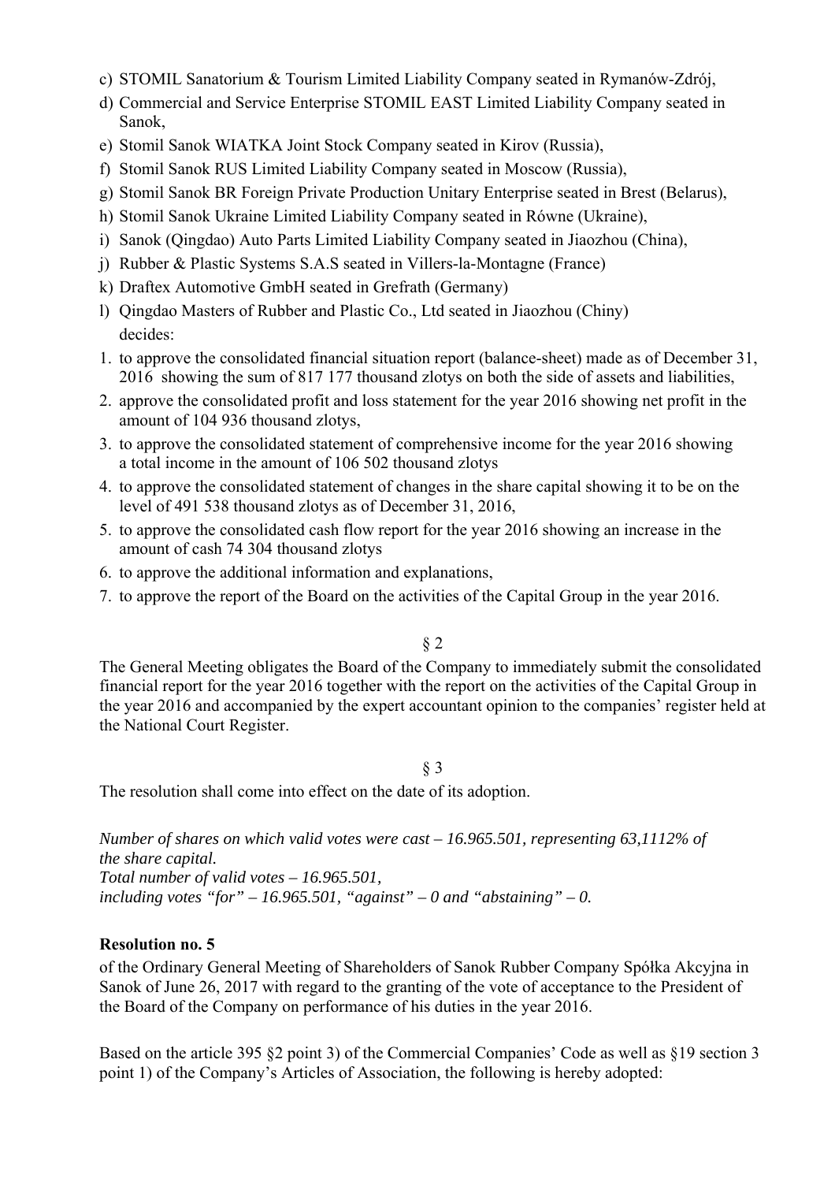c) STOMIL Sanatorium & Tourism Limited Liability Company seated in Rymanów-Zdrój,
d) Commercial and Service Enterprise STOMIL EAST Limited Liability Company seated in Sanok,
e) Stomil Sanok WIATKA Joint Stock Company seated in Kirov (Russia),
f) Stomil Sanok RUS Limited Liability Company seated in Moscow (Russia),
g) Stomil Sanok BR Foreign Private Production Unitary Enterprise seated in Brest (Belarus),
h) Stomil Sanok Ukraine Limited Liability Company seated in Równe (Ukraine),
i) Sanok (Qingdao) Auto Parts Limited Liability Company seated in Jiaozhou (China),
j) Rubber & Plastic Systems S.A.S seated in Villers-la-Montagne (France)
k) Draftex Automotive GmbH seated in Grefrath (Germany)
l) Qingdao Masters of Rubber and Plastic Co., Ltd seated in Jiaozhou (Chiny)

decides:

1. to approve the consolidated financial situation report (balance-sheet) made as of December 31, 2016 showing the sum of 817 177 thousand zlotys on both the side of assets and liabilities,
2. approve the consolidated profit and loss statement for the year 2016 showing net profit in the amount of 104 936 thousand zlotys,
3. to approve the consolidated statement of comprehensive income for the year 2016 showing a total income in the amount of 106 502 thousand zlotys
4. to approve the consolidated statement of changes in the share capital showing it to be on the level of 491 538 thousand zlotys as of December 31, 2016,
5. to approve the consolidated cash flow report for the year 2016 showing an increase in the amount of cash 74 304 thousand zlotys
6. to approve the additional information and explanations,
7. to approve the report of the Board on the activities of the Capital Group in the year 2016.

§ 2

The General Meeting obligates the Board of the Company to immediately submit the consolidated financial report for the year 2016 together with the report on the activities of the Capital Group in the year 2016 and accompanied by the expert accountant opinion to the companies' register held at the National Court Register.

§ 3

The resolution shall come into effect on the date of its adoption.

*Number of shares on which valid votes were cast – 16.965.501, representing 63,1112% of the share capital.*
*Total number of valid votes – 16.965.501,*
*including votes "for" – 16.965.501, "against" – 0 and "abstaining" – 0.*

**Resolution no. 5**

of the Ordinary General Meeting of Shareholders of Sanok Rubber Company Spółka Akcyjna in Sanok of June 26, 2017 with regard to the granting of the vote of acceptance to the President of the Board of the Company on performance of his duties in the year 2016.

Based on the article 395 §2 point 3) of the Commercial Companies' Code as well as §19 section 3 point 1) of the Company's Articles of Association, the following is hereby adopted: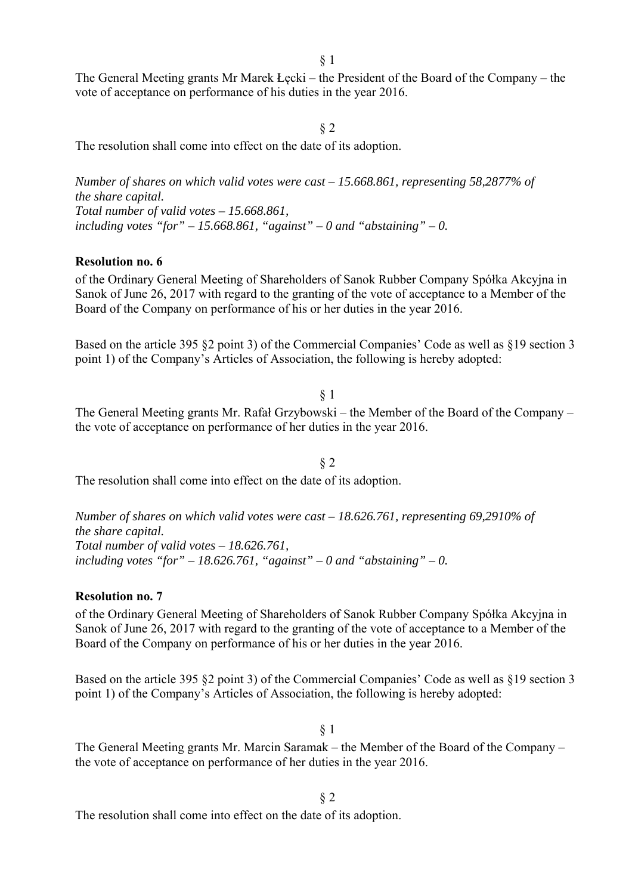§ 1

The General Meeting grants Mr Marek Łęcki – the President of the Board of the Company – the vote of acceptance on performance of his duties in the year 2016.

§ 2

The resolution shall come into effect on the date of its adoption.

*Number of shares on which valid votes were cast – 15.668.861, representing 58,2877% of the share capital.*
*Total number of valid votes – 15.668.861,*
*including votes "for" – 15.668.861, "against" – 0 and "abstaining" – 0.*

**Resolution no. 6**

of the Ordinary General Meeting of Shareholders of Sanok Rubber Company Spółka Akcyjna in Sanok of June 26, 2017 with regard to the granting of the vote of acceptance to a Member of the Board of the Company on performance of his or her duties in the year 2016.

Based on the article 395 §2 point 3) of the Commercial Companies' Code as well as §19 section 3 point 1) of the Company's Articles of Association, the following is hereby adopted:

§ 1

The General Meeting grants Mr. Rafał Grzybowski – the Member of the Board of the Company – the vote of acceptance on performance of her duties in the year 2016.

§ 2

The resolution shall come into effect on the date of its adoption.

*Number of shares on which valid votes were cast – 18.626.761, representing 69,2910% of the share capital.*
*Total number of valid votes – 18.626.761,*
*including votes "for" – 18.626.761, "against" – 0 and "abstaining" – 0.*

**Resolution no. 7**

of the Ordinary General Meeting of Shareholders of Sanok Rubber Company Spółka Akcyjna in Sanok of June 26, 2017 with regard to the granting of the vote of acceptance to a Member of the Board of the Company on performance of his or her duties in the year 2016.

Based on the article 395 §2 point 3) of the Commercial Companies' Code as well as §19 section 3 point 1) of the Company's Articles of Association, the following is hereby adopted:

§ 1

The General Meeting grants Mr. Marcin Saramak – the Member of the Board of the Company – the vote of acceptance on performance of her duties in the year 2016.

§ 2

The resolution shall come into effect on the date of its adoption.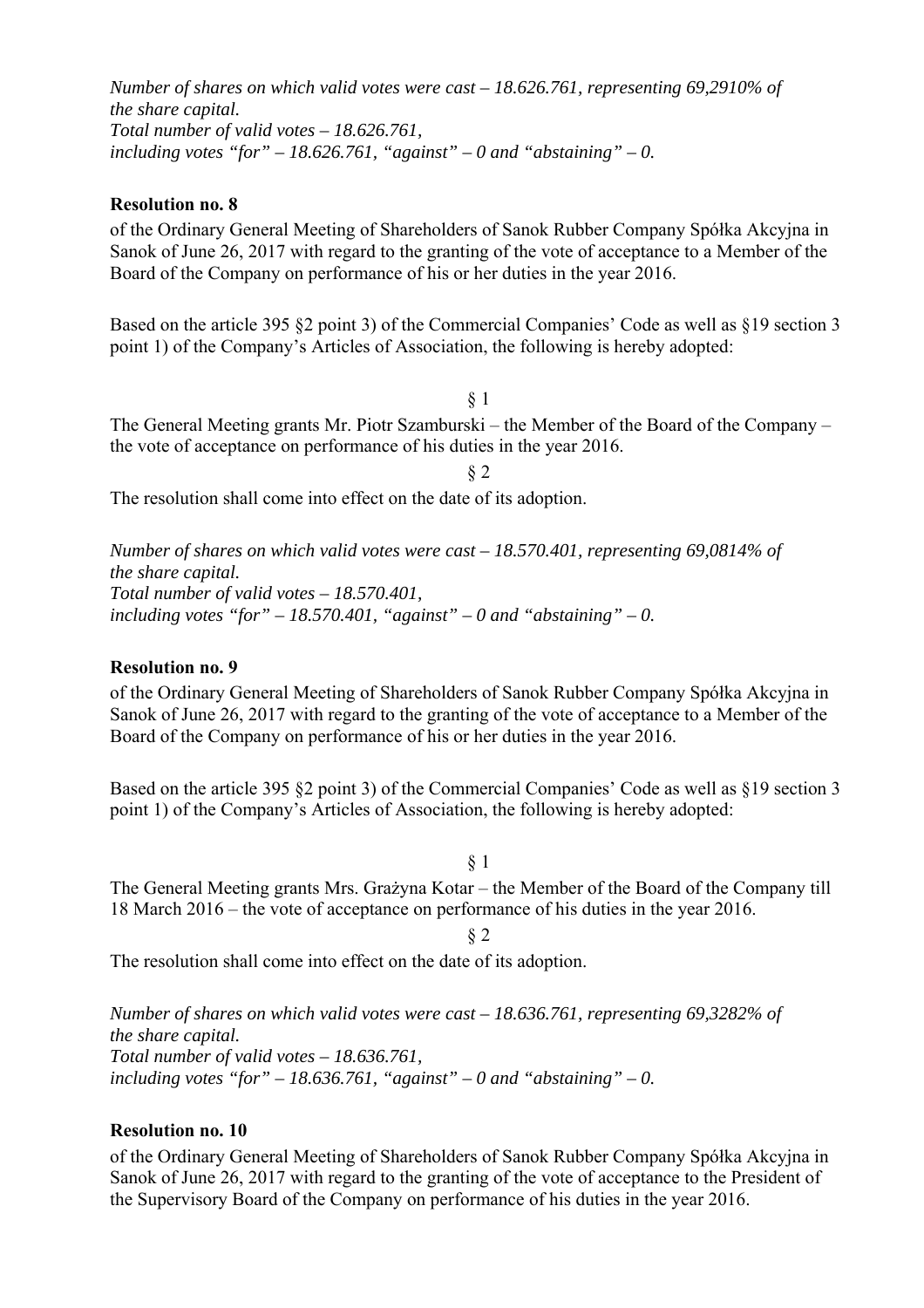*Number of shares on which valid votes were cast – 18.626.761, representing 69,2910% of the share capital.*
*Total number of valid votes – 18.626.761,*
*including votes "for" – 18.626.761, "against" – 0 and "abstaining" – 0.*

**Resolution no. 8**

of the Ordinary General Meeting of Shareholders of Sanok Rubber Company Spółka Akcyjna in Sanok of June 26, 2017 with regard to the granting of the vote of acceptance to a Member of the Board of the Company on performance of his or her duties in the year 2016.

Based on the article 395 §2 point 3) of the Commercial Companies' Code as well as §19 section 3 point 1) of the Company's Articles of Association, the following is hereby adopted:

§ 1

The General Meeting grants Mr. Piotr Szamburski – the Member of the Board of the Company – the vote of acceptance on performance of his duties in the year 2016.

§ 2

The resolution shall come into effect on the date of its adoption.

*Number of shares on which valid votes were cast – 18.570.401, representing 69,0814% of the share capital.*
*Total number of valid votes – 18.570.401,*
*including votes "for" – 18.570.401, "against" – 0 and "abstaining" – 0.*

**Resolution no. 9**

of the Ordinary General Meeting of Shareholders of Sanok Rubber Company Spółka Akcyjna in Sanok of June 26, 2017 with regard to the granting of the vote of acceptance to a Member of the Board of the Company on performance of his or her duties in the year 2016.

Based on the article 395 §2 point 3) of the Commercial Companies' Code as well as §19 section 3 point 1) of the Company's Articles of Association, the following is hereby adopted:

§ 1

The General Meeting grants Mrs. Grażyna Kotar – the Member of the Board of the Company till 18 March 2016 – the vote of acceptance on performance of his duties in the year 2016.

§ 2

The resolution shall come into effect on the date of its adoption.

*Number of shares on which valid votes were cast – 18.636.761, representing 69,3282% of the share capital.*
*Total number of valid votes – 18.636.761,*
*including votes "for" – 18.636.761, "against" – 0 and "abstaining" – 0.*

**Resolution no. 10**

of the Ordinary General Meeting of Shareholders of Sanok Rubber Company Spółka Akcyjna in Sanok of June 26, 2017 with regard to the granting of the vote of acceptance to the President of the Supervisory Board of the Company on performance of his duties in the year 2016.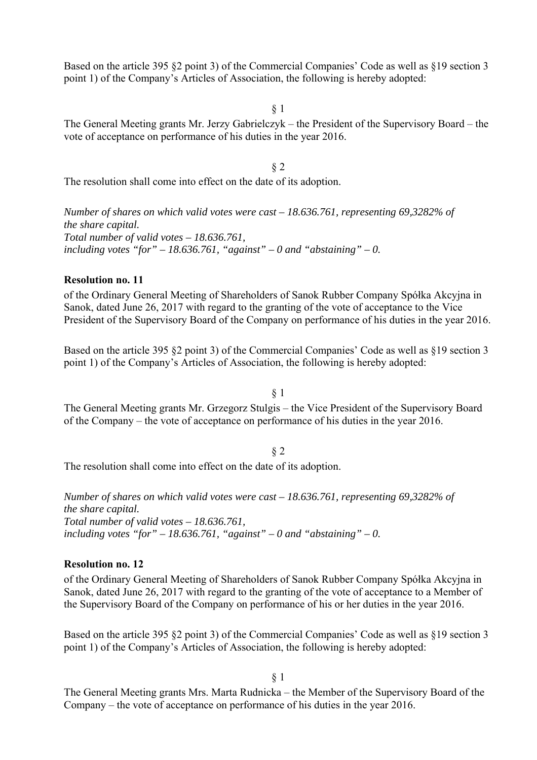Based on the article 395 §2 point 3) of the Commercial Companies' Code as well as §19 section 3 point 1) of the Company's Articles of Association, the following is hereby adopted:

§ 1

The General Meeting grants Mr. Jerzy Gabrielczyk – the President of the Supervisory Board – the vote of acceptance on performance of his duties in the year 2016.

§ 2

The resolution shall come into effect on the date of its adoption.

*Number of shares on which valid votes were cast – 18.636.761, representing 69,3282% of the share capital.*
*Total number of valid votes – 18.636.761,*
*including votes "for" – 18.636.761, "against" – 0 and "abstaining" – 0.*

**Resolution no. 11**

of the Ordinary General Meeting of Shareholders of Sanok Rubber Company Spółka Akcyjna in Sanok, dated June 26, 2017 with regard to the granting of the vote of acceptance to the Vice President of the Supervisory Board of the Company on performance of his duties in the year 2016.

Based on the article 395 §2 point 3) of the Commercial Companies' Code as well as §19 section 3 point 1) of the Company's Articles of Association, the following is hereby adopted:

§ 1

The General Meeting grants Mr. Grzegorz Stulgis – the Vice President of the Supervisory Board of the Company – the vote of acceptance on performance of his duties in the year 2016.

§ 2

The resolution shall come into effect on the date of its adoption.

*Number of shares on which valid votes were cast – 18.636.761, representing 69,3282% of the share capital.*
*Total number of valid votes – 18.636.761,*
*including votes "for" – 18.636.761, "against" – 0 and "abstaining" – 0.*

**Resolution no. 12**

of the Ordinary General Meeting of Shareholders of Sanok Rubber Company Spółka Akcyjna in Sanok, dated June 26, 2017 with regard to the granting of the vote of acceptance to a Member of the Supervisory Board of the Company on performance of his or her duties in the year 2016.

Based on the article 395 §2 point 3) of the Commercial Companies' Code as well as §19 section 3 point 1) of the Company's Articles of Association, the following is hereby adopted:

§ 1

The General Meeting grants Mrs. Marta Rudnicka – the Member of the Supervisory Board of the Company – the vote of acceptance on performance of his duties in the year 2016.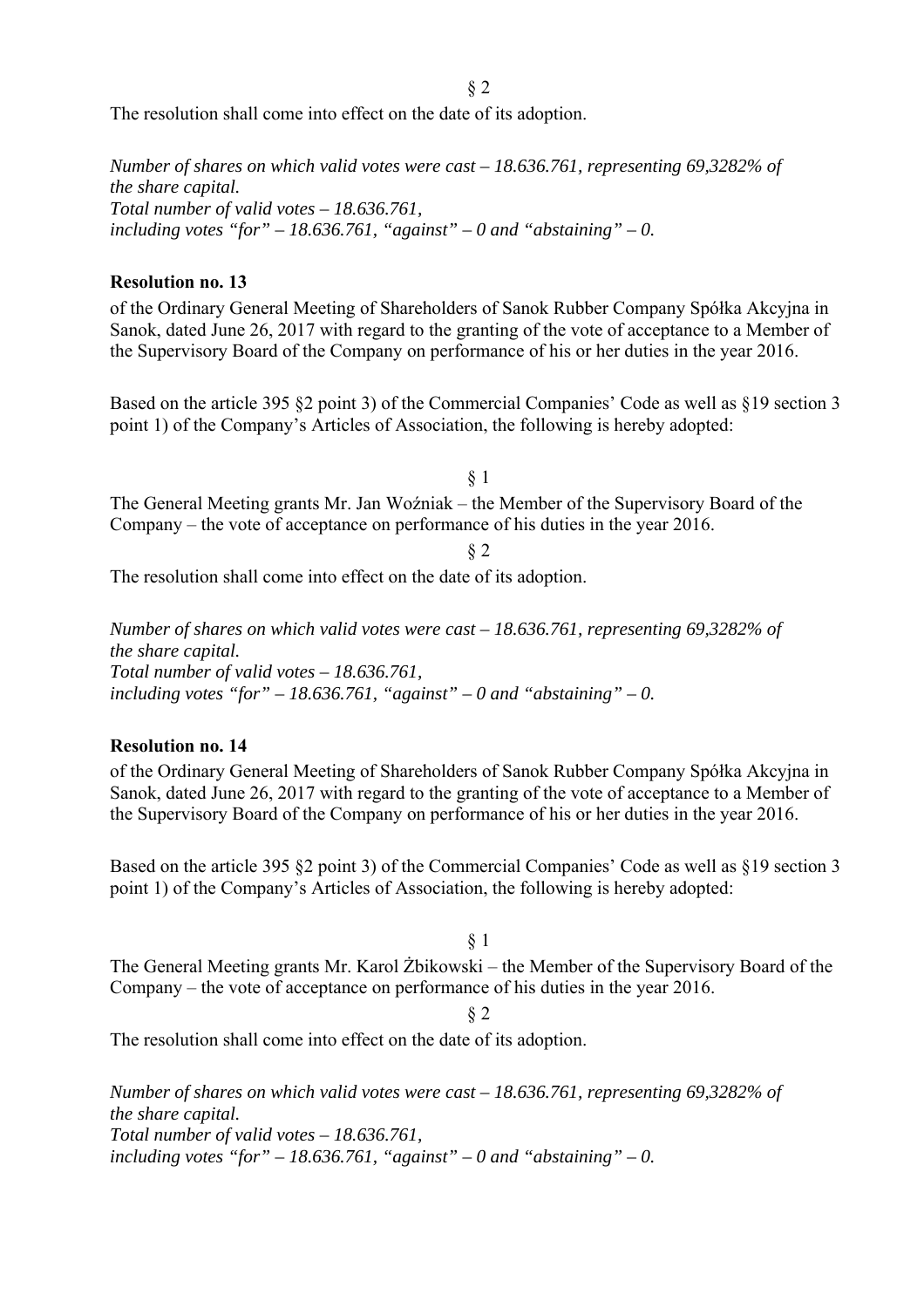§ 2

The resolution shall come into effect on the date of its adoption.

*Number of shares on which valid votes were cast – 18.636.761, representing 69,3282% of the share capital.*
*Total number of valid votes – 18.636.761,*
*including votes "for" – 18.636.761, "against" – 0 and "abstaining" – 0.*

**Resolution no. 13**

of the Ordinary General Meeting of Shareholders of Sanok Rubber Company Spółka Akcyjna in Sanok, dated June 26, 2017 with regard to the granting of the vote of acceptance to a Member of the Supervisory Board of the Company on performance of his or her duties in the year 2016.

Based on the article 395 §2 point 3) of the Commercial Companies' Code as well as §19 section 3 point 1) of the Company's Articles of Association, the following is hereby adopted:

§ 1

The General Meeting grants Mr. Jan Woźniak – the Member of the Supervisory Board of the Company – the vote of acceptance on performance of his duties in the year 2016.

§ 2

The resolution shall come into effect on the date of its adoption.

*Number of shares on which valid votes were cast – 18.636.761, representing 69,3282% of the share capital.*
*Total number of valid votes – 18.636.761,*
*including votes "for" – 18.636.761, "against" – 0 and "abstaining" – 0.*

**Resolution no. 14**

of the Ordinary General Meeting of Shareholders of Sanok Rubber Company Spółka Akcyjna in Sanok, dated June 26, 2017 with regard to the granting of the vote of acceptance to a Member of the Supervisory Board of the Company on performance of his or her duties in the year 2016.

Based on the article 395 §2 point 3) of the Commercial Companies' Code as well as §19 section 3 point 1) of the Company's Articles of Association, the following is hereby adopted:

§ 1

The General Meeting grants Mr. Karol Żbikowski – the Member of the Supervisory Board of the Company – the vote of acceptance on performance of his duties in the year 2016.

§ 2

The resolution shall come into effect on the date of its adoption.

*Number of shares on which valid votes were cast – 18.636.761, representing 69,3282% of the share capital.*
*Total number of valid votes – 18.636.761,*
*including votes "for" – 18.636.761, "against" – 0 and "abstaining" – 0.*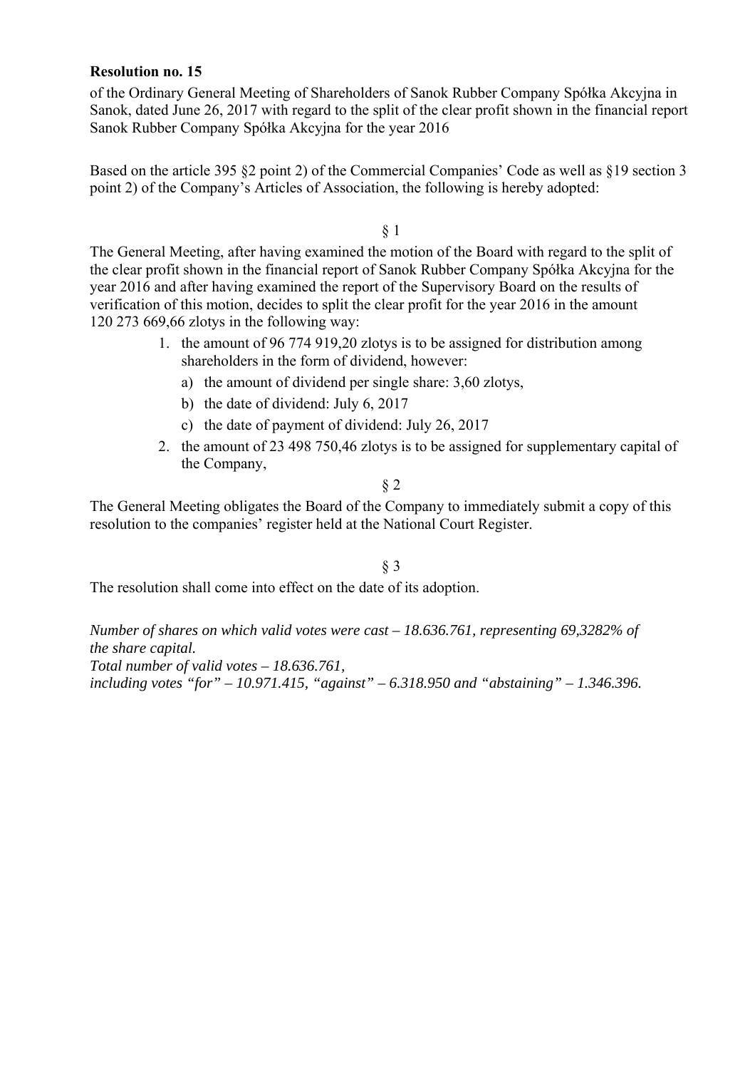**Resolution no. 15**

of the Ordinary General Meeting of Shareholders of Sanok Rubber Company Spółka Akcyjna in Sanok, dated June 26, 2017 with regard to the split of the clear profit shown in the financial report Sanok Rubber Company Spółka Akcyjna for the year 2016

Based on the article 395 §2 point 2) of the Commercial Companies' Code as well as §19 section 3 point 2) of the Company's Articles of Association, the following is hereby adopted:

§ 1

The General Meeting, after having examined the motion of the Board with regard to the split of the clear profit shown in the financial report of Sanok Rubber Company Spółka Akcyjna for the year 2016 and after having examined the report of the Supervisory Board on the results of verification of this motion, decides to split the clear profit for the year 2016 in the amount 120 273 669,66 zlotys in the following way:

1. the amount of 96 774 919,20 zlotys is to be assigned for distribution among shareholders in the form of dividend, however:
   a) the amount of dividend per single share: 3,60 zlotys,
   b) the date of dividend: July 6, 2017
   c) the date of payment of dividend: July 26, 2017
2. the amount of 23 498 750,46 zlotys is to be assigned for supplementary capital of the Company,

§ 2

The General Meeting obligates the Board of the Company to immediately submit a copy of this resolution to the companies' register held at the National Court Register.

§ 3

The resolution shall come into effect on the date of its adoption.

*Number of shares on which valid votes were cast – 18.636.761, representing 69,3282% of the share capital.*
*Total number of valid votes – 18.636.761,*
*including votes "for" – 10.971.415, "against" – 6.318.950 and "abstaining" – 1.346.396.*